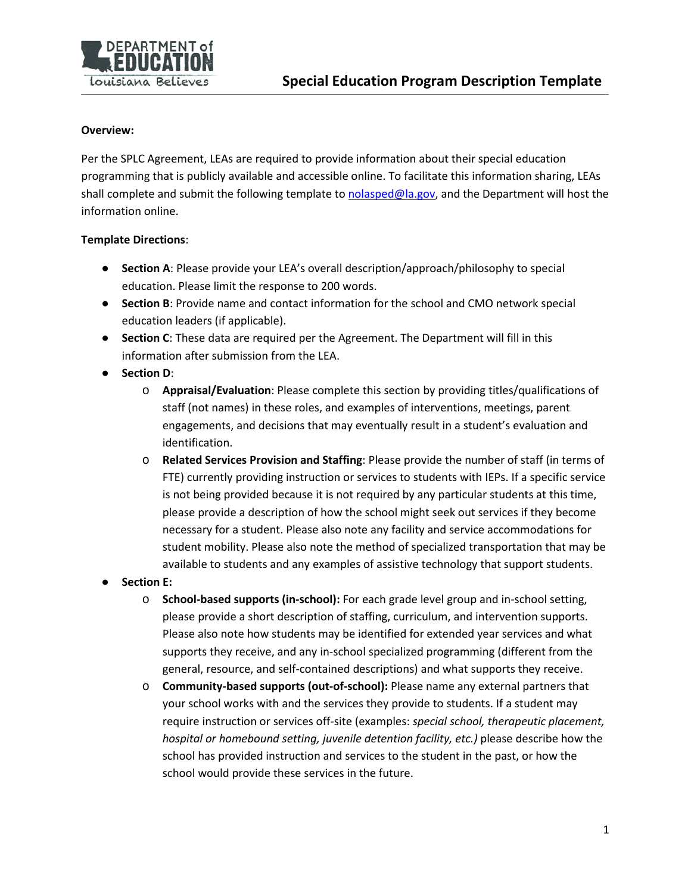# Special Education Program Description Template

**Overview:**

Per the SPLC Agreement, LEAs are required to provide information about their special education programming that is publicly available and accessible online. To facilitate this information sharing, LEAs shall complete and submit the following template to nolasped@la.gov, and the Department will host the information online.

**Template Directions**:

- **Section A**: Please provide your LEA's overall description/approach/philosophy to special education. Please limit the response to 200 words.
- **Section B**: Provide name and contact information for the school and CMO network special education leaders (if applicable).
- **Section C**: These data are required per the Agreement. The Department will fill in this information after submission from the LEA.
- **Section D**:
  - **Appraisal/Evaluation**: Please complete this section by providing titles/qualifications of staff (not names) in these roles, and examples of interventions, meetings, parent engagements, and decisions that may eventually result in a student's evaluation and identification.
  - **Related Services Provision and Staffing**: Please provide the number of staff (in terms of FTE) currently providing instruction or services to students with IEPs. If a specific service is not being provided because it is not required by any particular students at this time, please provide a description of how the school might seek out services if they become necessary for a student. Please also note any facility and service accommodations for student mobility. Please also note the method of specialized transportation that may be available to students and any examples of assistive technology that support students.
- **Section E:**
  - **School-based supports (in-school):** For each grade level group and in-school setting, please provide a short description of staffing, curriculum, and intervention supports. Please also note how students may be identified for extended year services and what supports they receive, and any in-school specialized programming (different from the general, resource, and self-contained descriptions) and what supports they receive.
  - **Community-based supports (out-of-school):** Please name any external partners that your school works with and the services they provide to students. If a student may require instruction or services off-site (examples: *special school, therapeutic placement, hospital or homebound setting, juvenile detention facility, etc.)* please describe how the school has provided instruction and services to the student in the past, or how the school would provide these services in the future.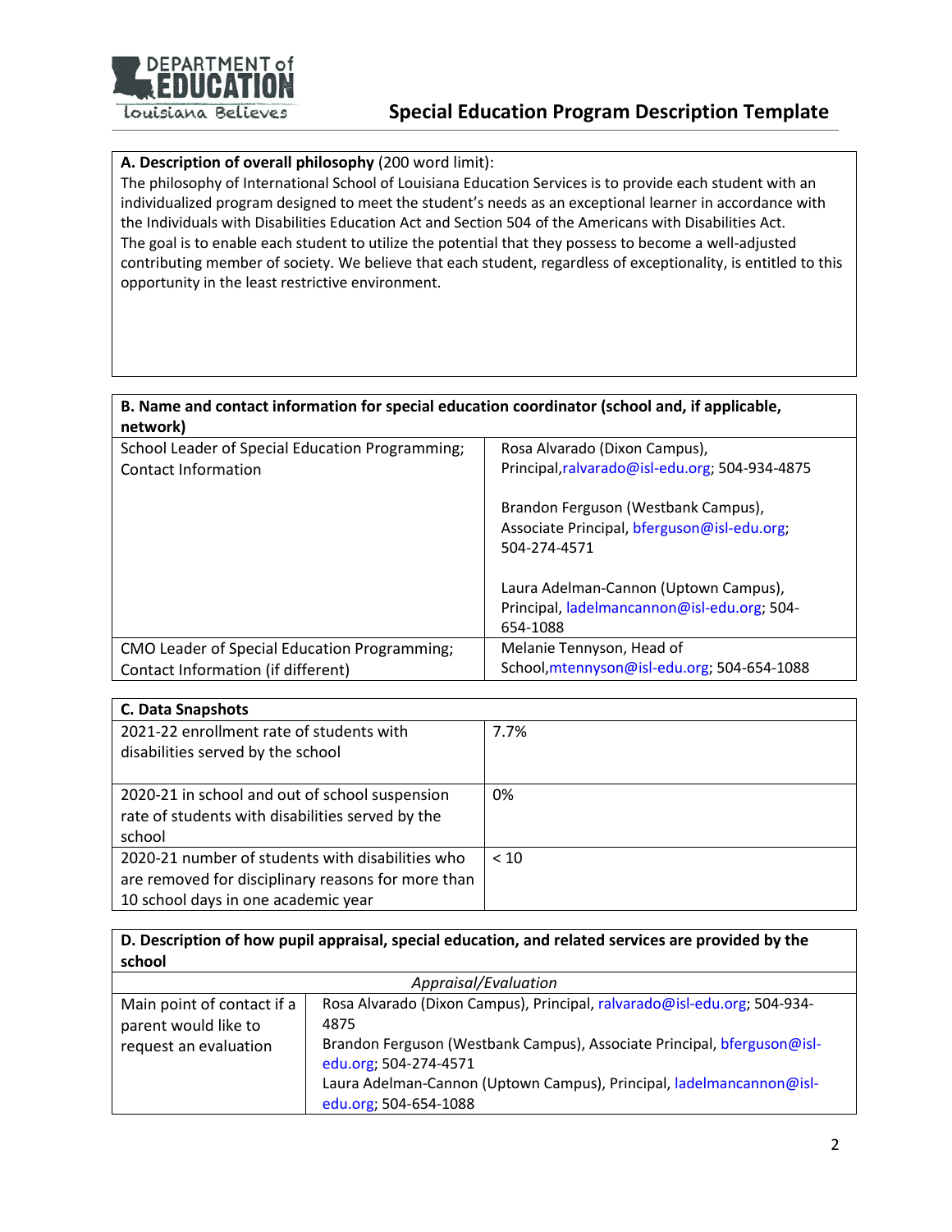## Special Education Program Description Template

**A. Description of overall philosophy** (200 word limit):

The philosophy of International School of Louisiana Education Services is to provide each student with an individualized program designed to meet the student's needs as an exceptional learner in accordance with the Individuals with Disabilities Education Act and Section 504 of the Americans with Disabilities Act. The goal is to enable each student to utilize the potential that they possess to become a well-adjusted contributing member of society. We believe that each student, regardless of exceptionality, is entitled to this opportunity in the least restrictive environment.

**B. Name and contact information for special education coordinator (school and, if applicable, network)**

| | |
|---|---|
| School Leader of Special Education Programming; Contact Information | Rosa Alvarado (Dixon Campus), Principal, ralvarado@isl-edu.org; 504-934-4875<br><br>Brandon Ferguson (Westbank Campus), Associate Principal, bferguson@isl-edu.org; 504-274-4571<br><br>Laura Adelman-Cannon (Uptown Campus), Principal, ladelmancannon@isl-edu.org; 504-654-1088 |
| CMO Leader of Special Education Programming; Contact Information (if different) | Melanie Tennyson, Head of School, mtennyson@isl-edu.org; 504-654-1088 |

**C. Data Snapshots**

| | |
|---|---|
| 2021-22 enrollment rate of students with disabilities served by the school | 7.7% |
| 2020-21 in school and out of school suspension rate of students with disabilities served by the school | 0% |
| 2020-21 number of students with disabilities who are removed for disciplinary reasons for more than 10 school days in one academic year | < 10 |

**D. Description of how pupil appraisal, special education, and related services are provided by the school**

| *Appraisal/Evaluation* | |
|---|---|
| Main point of contact if a parent would like to request an evaluation | Rosa Alvarado (Dixon Campus), Principal, ralvarado@isl-edu.org; 504-934-4875<br>Brandon Ferguson (Westbank Campus), Associate Principal, bferguson@isl-edu.org; 504-274-4571<br>Laura Adelman-Cannon (Uptown Campus), Principal, ladelmancannon@isl-edu.org; 504-654-1088 |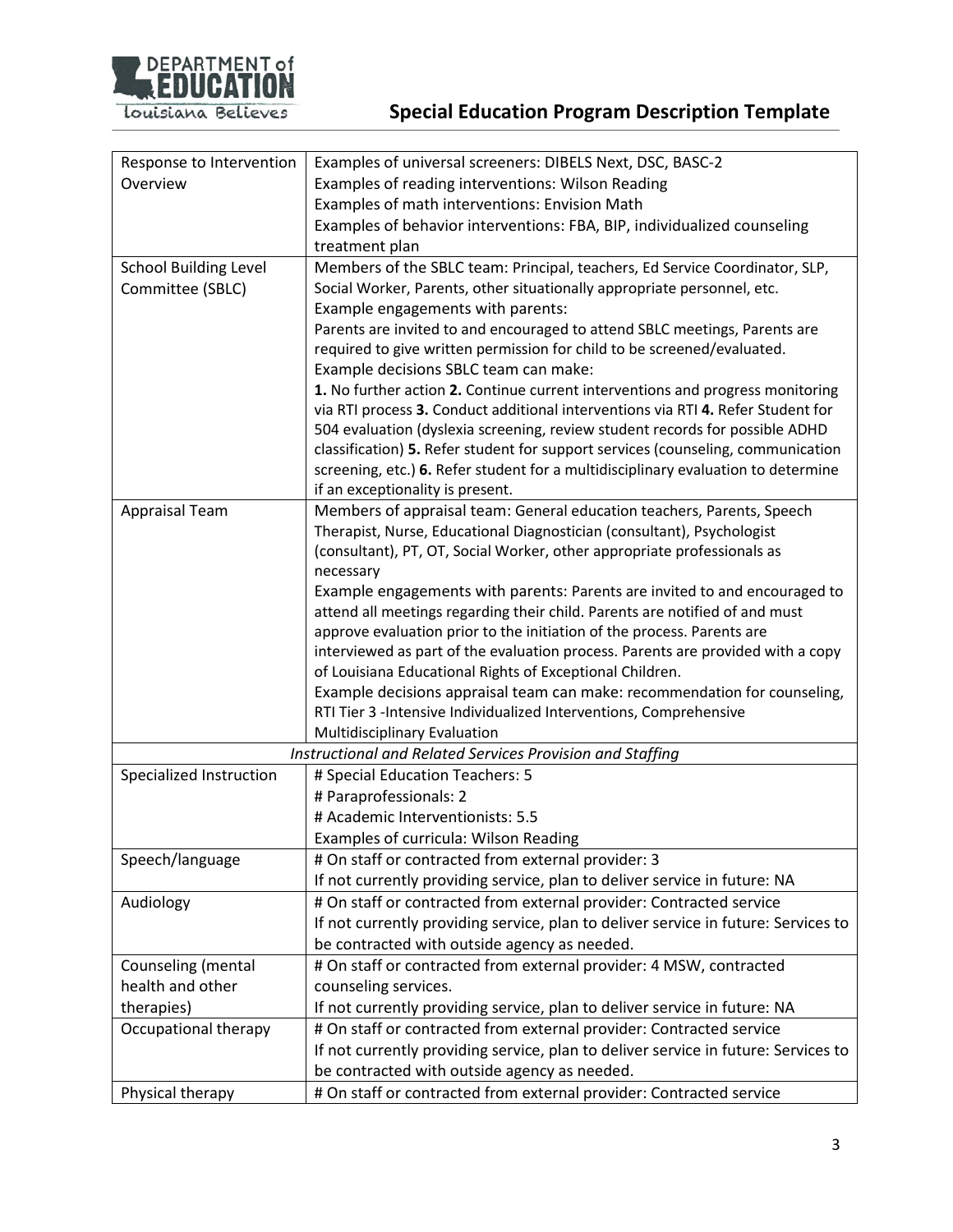| | |
|---|---|
| Response to Intervention Overview | Examples of universal screeners: DIBELS Next, DSC, BASC-2<br>Examples of reading interventions: Wilson Reading<br>Examples of math interventions: Envision Math<br>Examples of behavior interventions: FBA, BIP, individualized counseling treatment plan |
| School Building Level Committee (SBLC) | Members of the SBLC team: Principal, teachers, Ed Service Coordinator, SLP, Social Worker, Parents, other situationally appropriate personnel, etc.<br>Example engagements with parents:<br>Parents are invited to and encouraged to attend SBLC meetings, Parents are required to give written permission for child to be screened/evaluated.<br>Example decisions SBLC team can make:<br>**1.** No further action **2.** Continue current interventions and progress monitoring via RTI process **3.** Conduct additional interventions via RTI **4.** Refer Student for 504 evaluation (dyslexia screening, review student records for possible ADHD classification) **5.** Refer student for support services (counseling, communication screening, etc.) **6.** Refer student for a multidisciplinary evaluation to determine if an exceptionality is present. |
| Appraisal Team | Members of appraisal team: General education teachers, Parents, Speech Therapist, Nurse, Educational Diagnostician (consultant), Psychologist (consultant), PT, OT, Social Worker, other appropriate professionals as necessary<br>Example engagements with parents: Parents are invited to and encouraged to attend all meetings regarding their child. Parents are notified of and must approve evaluation prior to the initiation of the process. Parents are interviewed as part of the evaluation process. Parents are provided with a copy of Louisiana Educational Rights of Exceptional Children.<br>Example decisions appraisal team can make: recommendation for counseling, RTI Tier 3 -Intensive Individualized Interventions, Comprehensive Multidisciplinary Evaluation |
| *Instructional and Related Services Provision and Staffing* | |
| Specialized Instruction | # Special Education Teachers: 5<br># Paraprofessionals: 2<br># Academic Interventionists: 5.5<br>Examples of curricula: Wilson Reading |
| Speech/language | # On staff or contracted from external provider: 3<br>If not currently providing service, plan to deliver service in future: NA |
| Audiology | # On staff or contracted from external provider: Contracted service<br>If not currently providing service, plan to deliver service in future: Services to be contracted with outside agency as needed. |
| Counseling (mental health and other therapies) | # On staff or contracted from external provider: 4 MSW, contracted counseling services.<br>If not currently providing service, plan to deliver service in future: NA |
| Occupational therapy | # On staff or contracted from external provider: Contracted service<br>If not currently providing service, plan to deliver service in future: Services to be contracted with outside agency as needed. |
| Physical therapy | # On staff or contracted from external provider: Contracted service |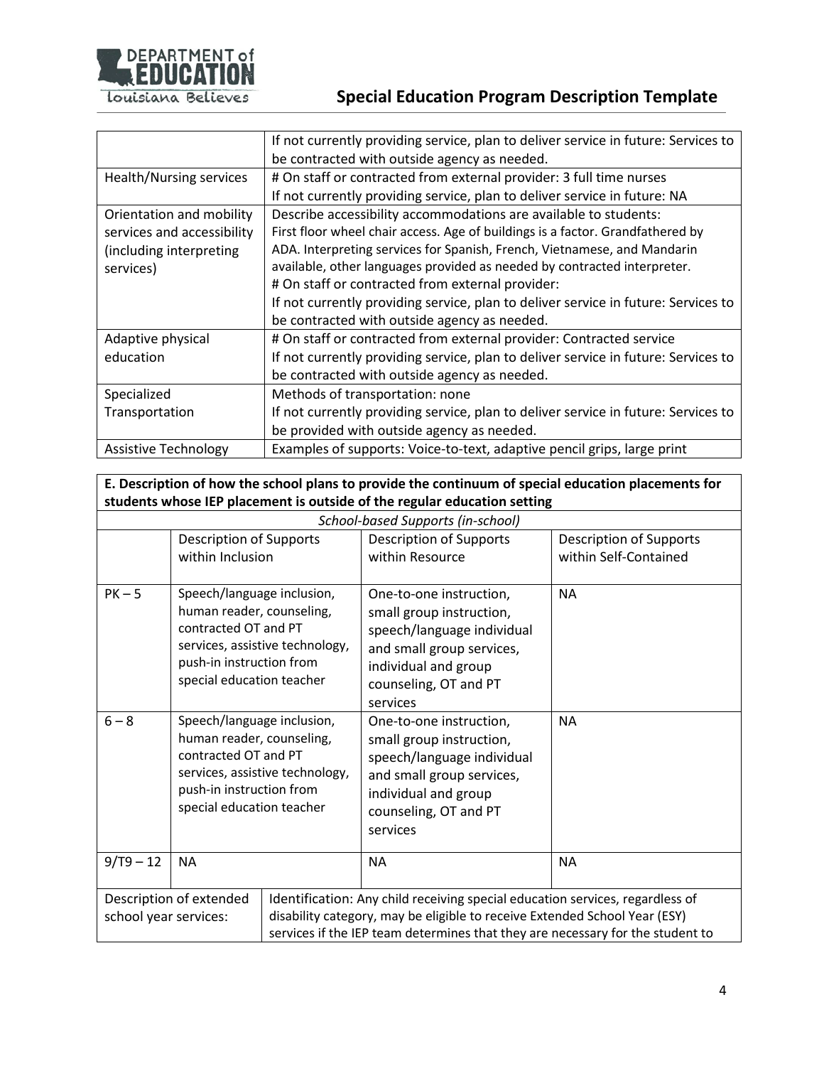| | |
|---|---|
| | If not currently providing service, plan to deliver service in future: Services to be contracted with outside agency as needed. |
| Health/Nursing services | # On staff or contracted from external provider: 3 full time nurses<br>If not currently providing service, plan to deliver service in future: NA |
| Orientation and mobility services and accessibility (including interpreting services) | Describe accessibility accommodations are available to students:<br>First floor wheel chair access. Age of buildings is a factor. Grandfathered by ADA. Interpreting services for Spanish, French, Vietnamese, and Mandarin available, other languages provided as needed by contracted interpreter.<br># On staff or contracted from external provider:<br>If not currently providing service, plan to deliver service in future: Services to be contracted with outside agency as needed. |
| Adaptive physical education | # On staff or contracted from external provider: Contracted service<br>If not currently providing service, plan to deliver service in future: Services to be contracted with outside agency as needed. |
| Specialized Transportation | Methods of transportation: none<br>If not currently providing service, plan to deliver service in future: Services to be provided with outside agency as needed. |
| Assistive Technology | Examples of supports: Voice-to-text, adaptive pencil grips, large print |

| **E. Description of how the school plans to provide the continuum of special education placements for students whose IEP placement is outside of the regular education setting** | | | |
|---|---|---|---|
| *School-based Supports (in-school)* | | | |
| | Description of Supports within Inclusion | Description of Supports within Resource | Description of Supports within Self-Contained |
| PK – 5 | Speech/language inclusion, human reader, counseling, contracted OT and PT services, assistive technology, push-in instruction from special education teacher | One-to-one instruction, small group instruction, speech/language individual and small group services, individual and group counseling, OT and PT services | NA |
| 6 – 8 | Speech/language inclusion, human reader, counseling, contracted OT and PT services, assistive technology, push-in instruction from special education teacher | One-to-one instruction, small group instruction, speech/language individual and small group services, individual and group counseling, OT and PT services | NA |
| 9/T9 – 12 | NA | NA | NA |
| Description of extended school year services: | Identification: Any child receiving special education services, regardless of disability category, may be eligible to receive Extended School Year (ESY) services if the IEP team determines that they are necessary for the student to | | |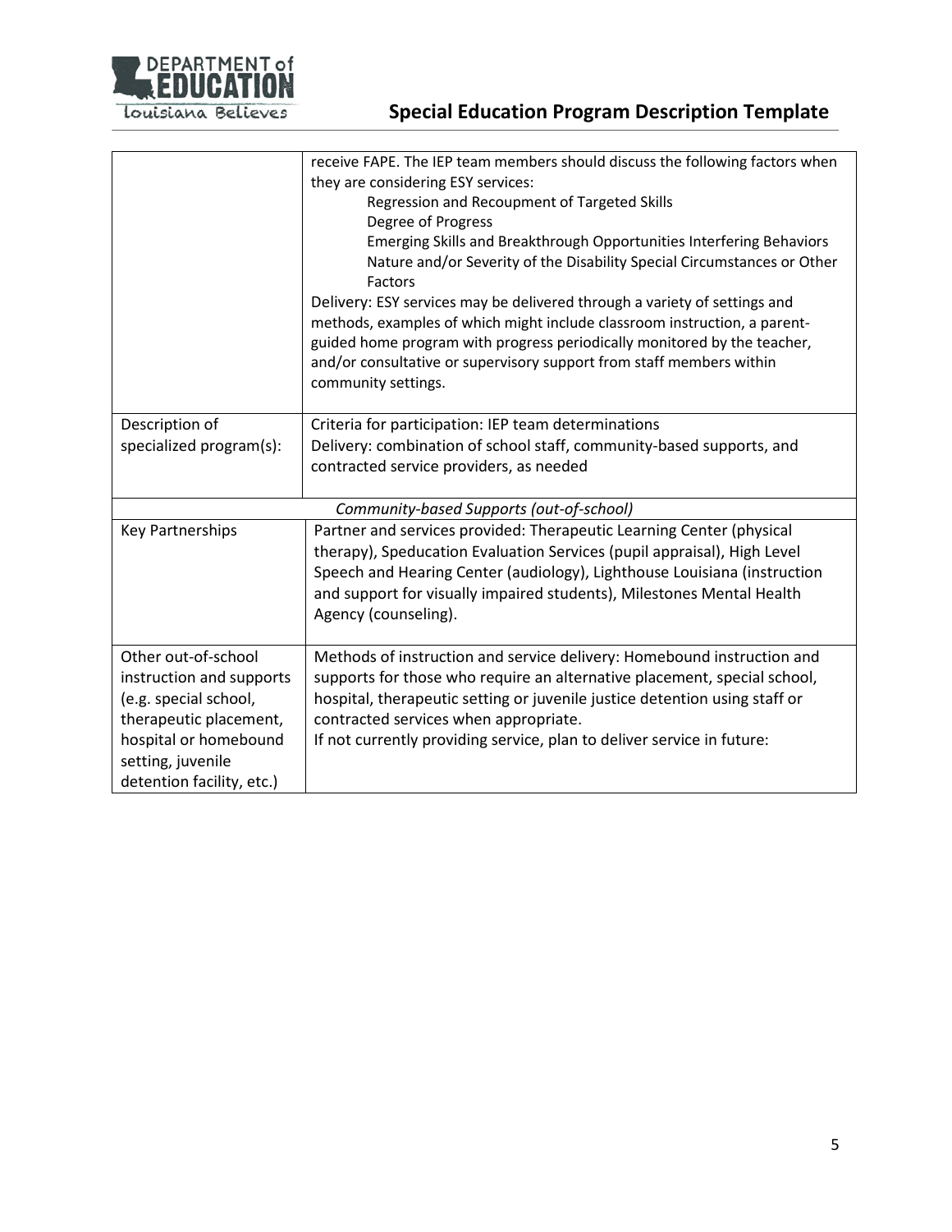| | |
|---|---|
| | receive FAPE. The IEP team members should discuss the following factors when they are considering ESY services:<br>Regression and Recoupment of Targeted Skills<br>Degree of Progress<br>Emerging Skills and Breakthrough Opportunities Interfering Behaviors<br>Nature and/or Severity of the Disability Special Circumstances or Other Factors<br>Delivery: ESY services may be delivered through a variety of settings and methods, examples of which might include classroom instruction, a parent-guided home program with progress periodically monitored by the teacher, and/or consultative or supervisory support from staff members within community settings. |
| Description of specialized program(s): | Criteria for participation: IEP team determinations<br>Delivery: combination of school staff, community-based supports, and contracted service providers, as needed |
| *Community-based Supports (out-of-school)* | |
| Key Partnerships | Partner and services provided: Therapeutic Learning Center (physical therapy), Speducation Evaluation Services (pupil appraisal), High Level Speech and Hearing Center (audiology), Lighthouse Louisiana (instruction and support for visually impaired students), Milestones Mental Health Agency (counseling). |
| Other out-of-school instruction and supports (e.g. special school, therapeutic placement, hospital or homebound setting, juvenile detention facility, etc.) | Methods of instruction and service delivery: Homebound instruction and supports for those who require an alternative placement, special school, hospital, therapeutic setting or juvenile justice detention using staff or contracted services when appropriate.<br>If not currently providing service, plan to deliver service in future: |